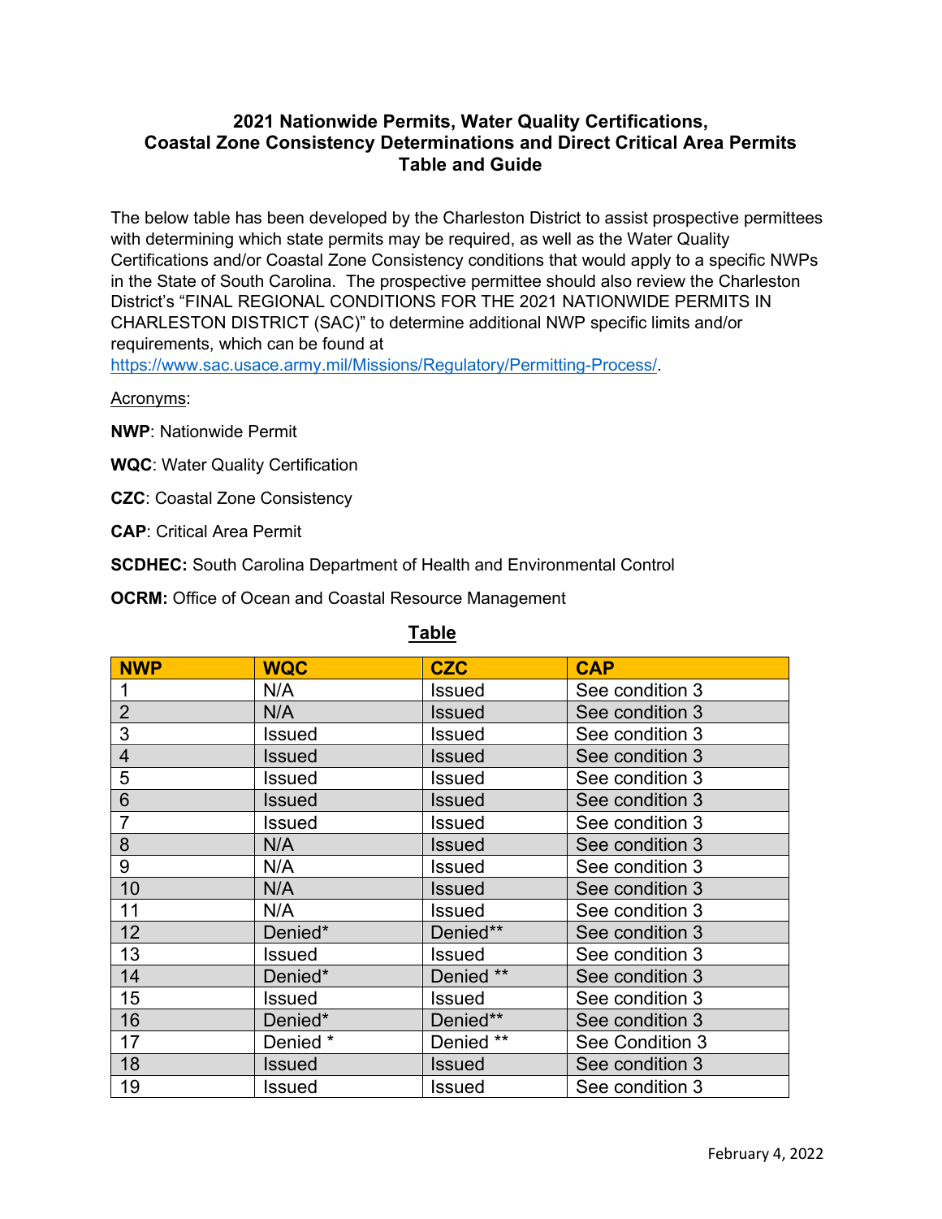# 2021 Nationwide Permits, Water Quality Certifications, Coastal Zone Consistency Determinations and Direct Critical Area Permits Table and Guide

The below table has been developed by the Charleston District to assist prospective permittees with determining which state permits may be required, as well as the Water Quality Certifications and/or Coastal Zone Consistency conditions that would apply to a specific NWPs in the State of South Carolina. The prospective permittee should also review the Charleston District's "FINAL REGIONAL CONDITIONS FOR THE 2021 NATIONWIDE PERMITS IN CHARLESTON DISTRICT (SAC)" to determine additional NWP specific limits and/or requirements, which can be found at https://www.sac.usace.army.mil/Missions/Regulatory/Permitting-Process/.

Acronyms:

**NWP**: Nationwide Permit

**WQC**: Water Quality Certification

**CZC**: Coastal Zone Consistency

**CAP**: Critical Area Permit

**SCDHEC:** South Carolina Department of Health and Environmental Control

**OCRM:** Office of Ocean and Coastal Resource Management

## Table

| NWP | WQC | CZC | CAP |
|---|---|---|---|
| 1 | N/A | Issued | See condition 3 |
| 2 | N/A | Issued | See condition 3 |
| 3 | Issued | Issued | See condition 3 |
| 4 | Issued | Issued | See condition 3 |
| 5 | Issued | Issued | See condition 3 |
| 6 | Issued | Issued | See condition 3 |
| 7 | Issued | Issued | See condition 3 |
| 8 | N/A | Issued | See condition 3 |
| 9 | N/A | Issued | See condition 3 |
| 10 | N/A | Issued | See condition 3 |
| 11 | N/A | Issued | See condition 3 |
| 12 | Denied* | Denied** | See condition 3 |
| 13 | Issued | Issued | See condition 3 |
| 14 | Denied* | Denied ** | See condition 3 |
| 15 | Issued | Issued | See condition 3 |
| 16 | Denied* | Denied** | See condition 3 |
| 17 | Denied * | Denied ** | See Condition 3 |
| 18 | Issued | Issued | See condition 3 |
| 19 | Issued | Issued | See condition 3 |

February 4, 2022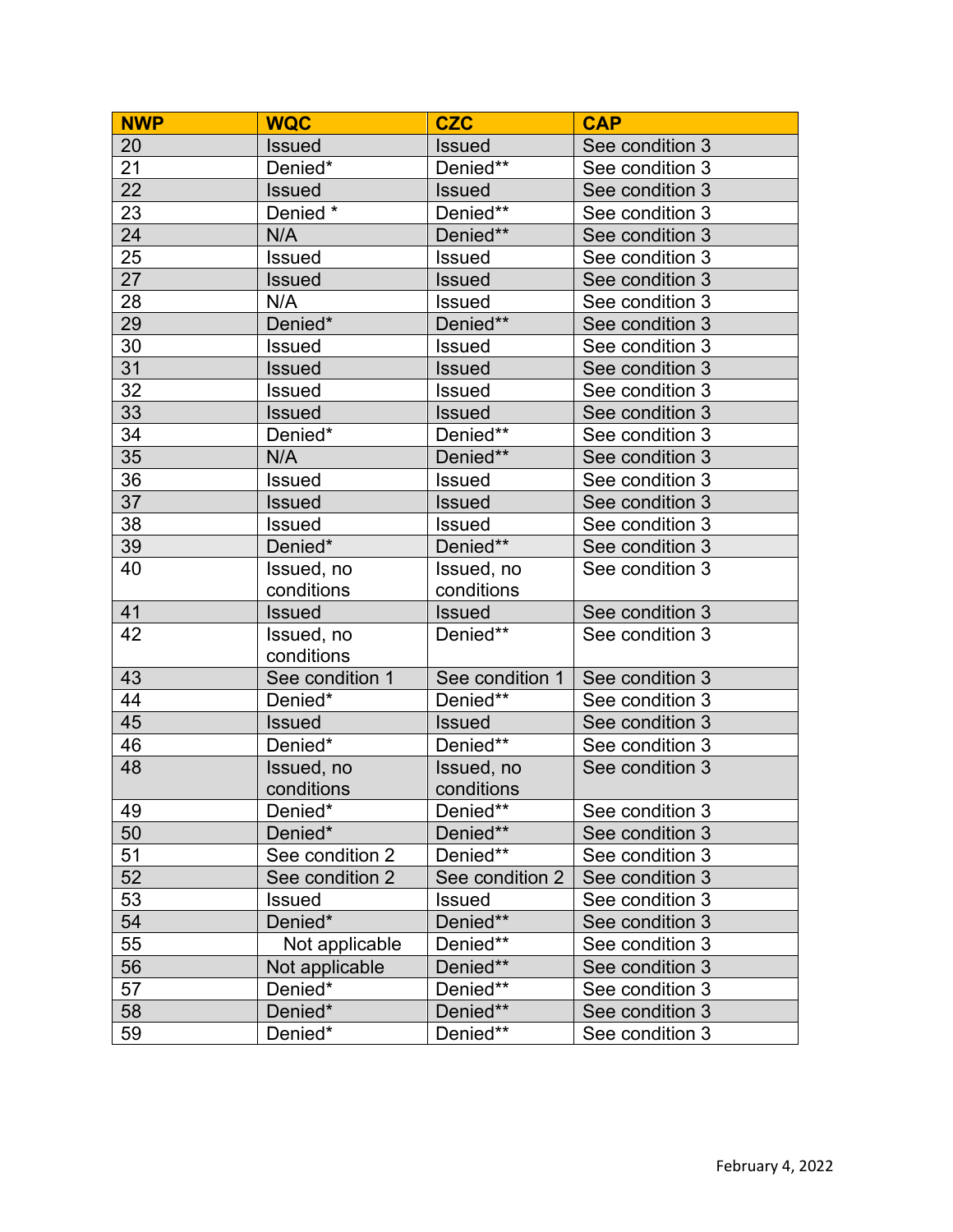| NWP | WQC | CZC | CAP |
|---|---|---|---|
| 20 | Issued | Issued | See condition 3 |
| 21 | Denied* | Denied** | See condition 3 |
| 22 | Issued | Issued | See condition 3 |
| 23 | Denied * | Denied** | See condition 3 |
| 24 | N/A | Denied** | See condition 3 |
| 25 | Issued | Issued | See condition 3 |
| 27 | Issued | Issued | See condition 3 |
| 28 | N/A | Issued | See condition 3 |
| 29 | Denied* | Denied** | See condition 3 |
| 30 | Issued | Issued | See condition 3 |
| 31 | Issued | Issued | See condition 3 |
| 32 | Issued | Issued | See condition 3 |
| 33 | Issued | Issued | See condition 3 |
| 34 | Denied* | Denied** | See condition 3 |
| 35 | N/A | Denied** | See condition 3 |
| 36 | Issued | Issued | See condition 3 |
| 37 | Issued | Issued | See condition 3 |
| 38 | Issued | Issued | See condition 3 |
| 39 | Denied* | Denied** | See condition 3 |
| 40 | Issued, no conditions | Issued, no conditions | See condition 3 |
| 41 | Issued | Issued | See condition 3 |
| 42 | Issued, no conditions | Denied** | See condition 3 |
| 43 | See condition 1 | See condition 1 | See condition 3 |
| 44 | Denied* | Denied** | See condition 3 |
| 45 | Issued | Issued | See condition 3 |
| 46 | Denied* | Denied** | See condition 3 |
| 48 | Issued, no conditions | Issued, no conditions | See condition 3 |
| 49 | Denied* | Denied** | See condition 3 |
| 50 | Denied* | Denied** | See condition 3 |
| 51 | See condition 2 | Denied** | See condition 3 |
| 52 | See condition 2 | See condition 2 | See condition 3 |
| 53 | Issued | Issued | See condition 3 |
| 54 | Denied* | Denied** | See condition 3 |
| 55 | Not applicable | Denied** | See condition 3 |
| 56 | Not applicable | Denied** | See condition 3 |
| 57 | Denied* | Denied** | See condition 3 |
| 58 | Denied* | Denied** | See condition 3 |
| 59 | Denied* | Denied** | See condition 3 |

February 4, 2022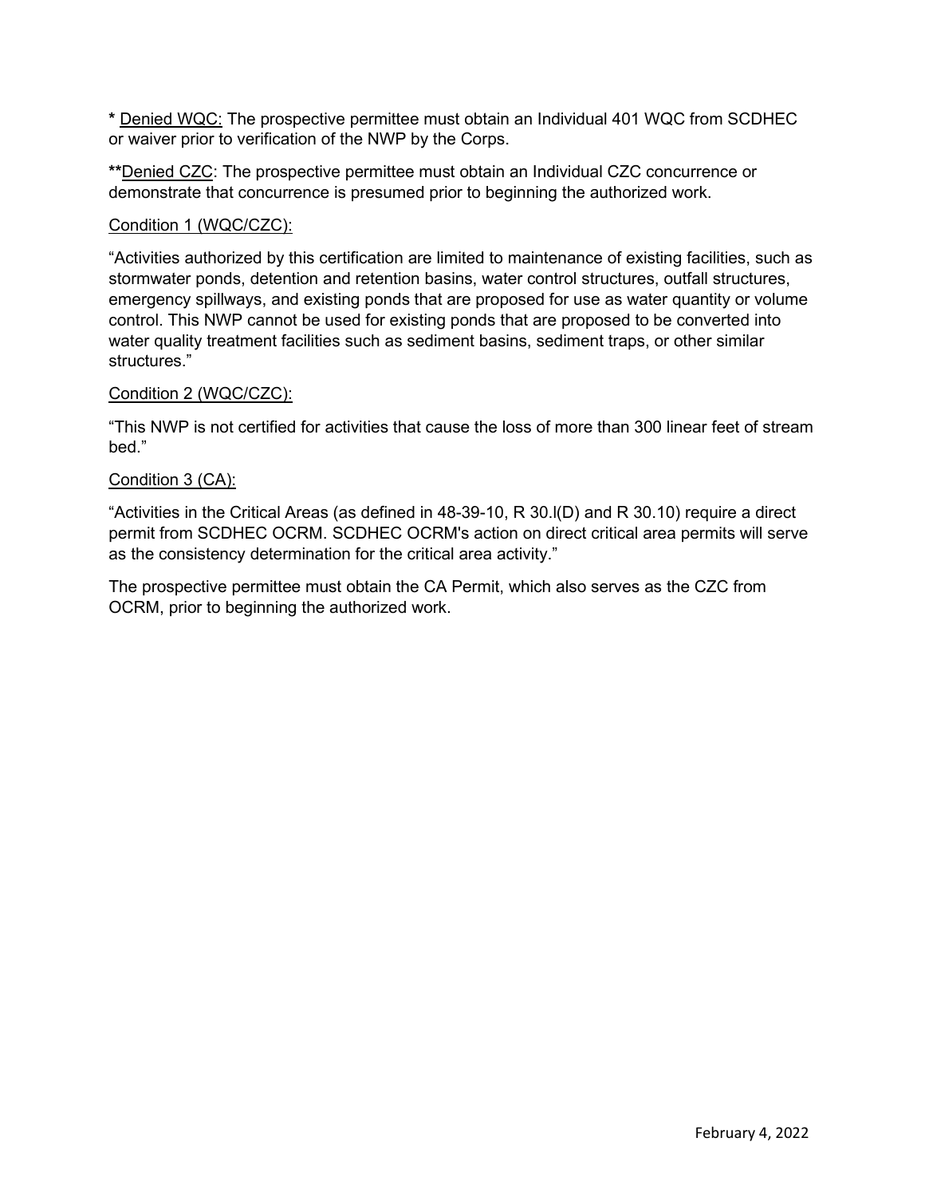**\*** Denied WQC: The prospective permittee must obtain an Individual 401 WQC from SCDHEC or waiver prior to verification of the NWP by the Corps.

**\*\***Denied CZC: The prospective permittee must obtain an Individual CZC concurrence or demonstrate that concurrence is presumed prior to beginning the authorized work.

Condition 1 (WQC/CZC):

"Activities authorized by this certification are limited to maintenance of existing facilities, such as stormwater ponds, detention and retention basins, water control structures, outfall structures, emergency spillways, and existing ponds that are proposed for use as water quantity or volume control. This NWP cannot be used for existing ponds that are proposed to be converted into water quality treatment facilities such as sediment basins, sediment traps, or other similar structures."

Condition 2 (WQC/CZC):

"This NWP is not certified for activities that cause the loss of more than 300 linear feet of stream bed."

Condition 3 (CA):

"Activities in the Critical Areas (as defined in 48-39-10, R 30.l(D) and R 30.10) require a direct permit from SCDHEC OCRM. SCDHEC OCRM's action on direct critical area permits will serve as the consistency determination for the critical area activity."

The prospective permittee must obtain the CA Permit, which also serves as the CZC from OCRM, prior to beginning the authorized work.

February 4, 2022